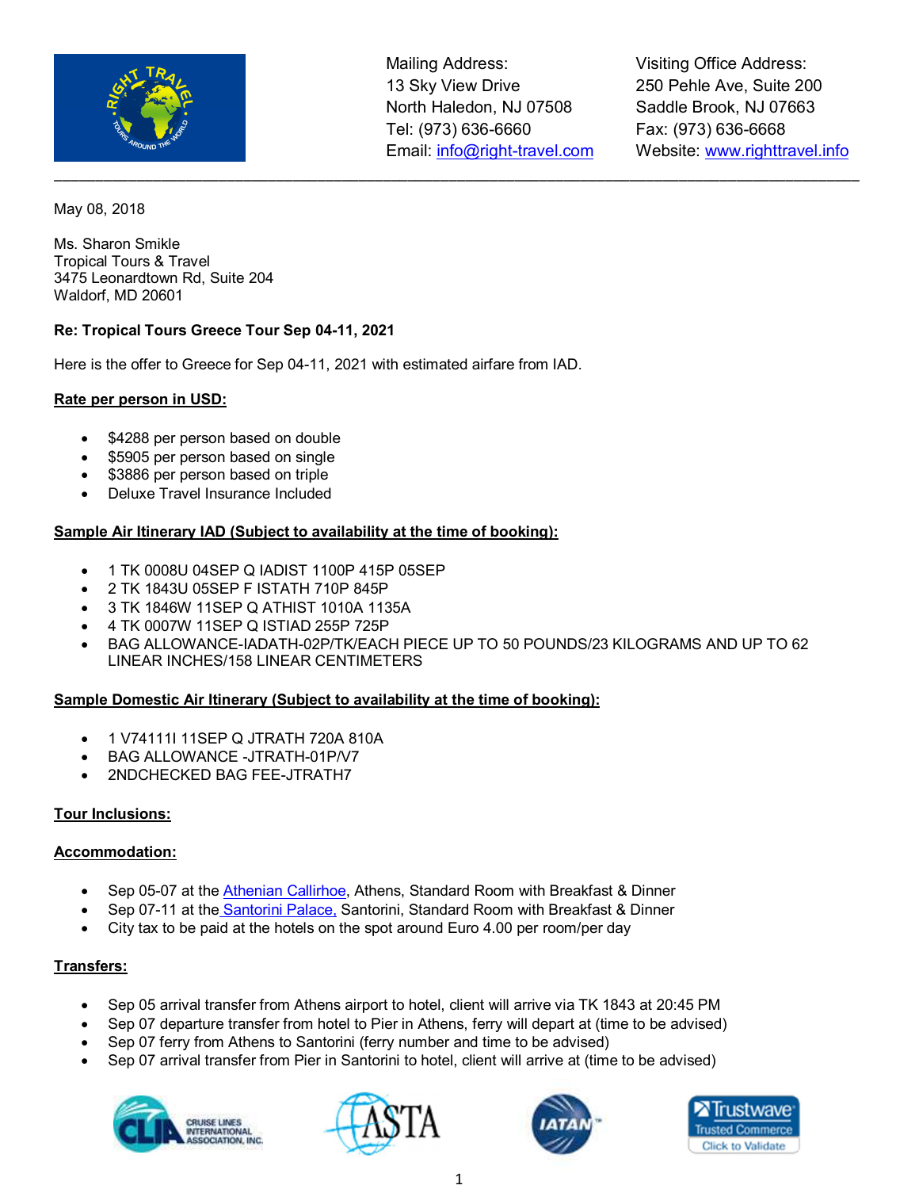Mailing Address:
13 Sky View Drive
North Haledon, NJ 07508
Tel: (973) 636-6660
Email: info@right-travel.com

Visiting Office Address:
250 Pehle Ave, Suite 200
Saddle Brook, NJ 07663
Fax: (973) 636-6668
Website: www.righttravel.info

---

May 08, 2018

Ms. Sharon Smikle
Tropical Tours & Travel
3475 Leonardtown Rd, Suite 204
Waldorf, MD 20601

**Re: Tropical Tours Greece Tour Sep 04-11, 2021**

Here is the offer to Greece for Sep 04-11, 2021 with estimated airfare from IAD.

**Rate per person in USD:**

- $4288 per person based on double
- $5905 per person based on single
- $3886 per person based on triple
- Deluxe Travel Insurance Included

**Sample Air Itinerary IAD (Subject to availability at the time of booking):**

- 1 TK 0008U 04SEP Q IADIST 1100P 415P 05SEP
- 2 TK 1843U 05SEP F ISTATH 710P 845P
- 3 TK 1846W 11SEP Q ATHIST 1010A 1135A
- 4 TK 0007W 11SEP Q ISTIAD 255P 725P
- BAG ALLOWANCE-IADATH-02P/TK/EACH PIECE UP TO 50 POUNDS/23 KILOGRAMS AND UP TO 62 LINEAR INCHES/158 LINEAR CENTIMETERS

**Sample Domestic Air Itinerary (Subject to availability at the time of booking):**

- 1 V74111I 11SEP Q JTRATH 720A 810A
- BAG ALLOWANCE -JTRATH-01P/V7
- 2NDCHECKED BAG FEE-JTRATH7

**Tour Inclusions:**

**Accommodation:**

- Sep 05-07 at the Athenian Callirhoe, Athens, Standard Room with Breakfast & Dinner
- Sep 07-11 at the Santorini Palace, Santorini, Standard Room with Breakfast & Dinner
- City tax to be paid at the hotels on the spot around Euro 4.00 per room/per day

**Transfers:**

- Sep 05 arrival transfer from Athens airport to hotel, client will arrive via TK 1843 at 20:45 PM
- Sep 07 departure transfer from hotel to Pier in Athens, ferry will depart at (time to be advised)
- Sep 07 ferry from Athens to Santorini (ferry number and time to be advised)
- Sep 07 arrival transfer from Pier in Santorini to hotel, client will arrive at (time to be advised)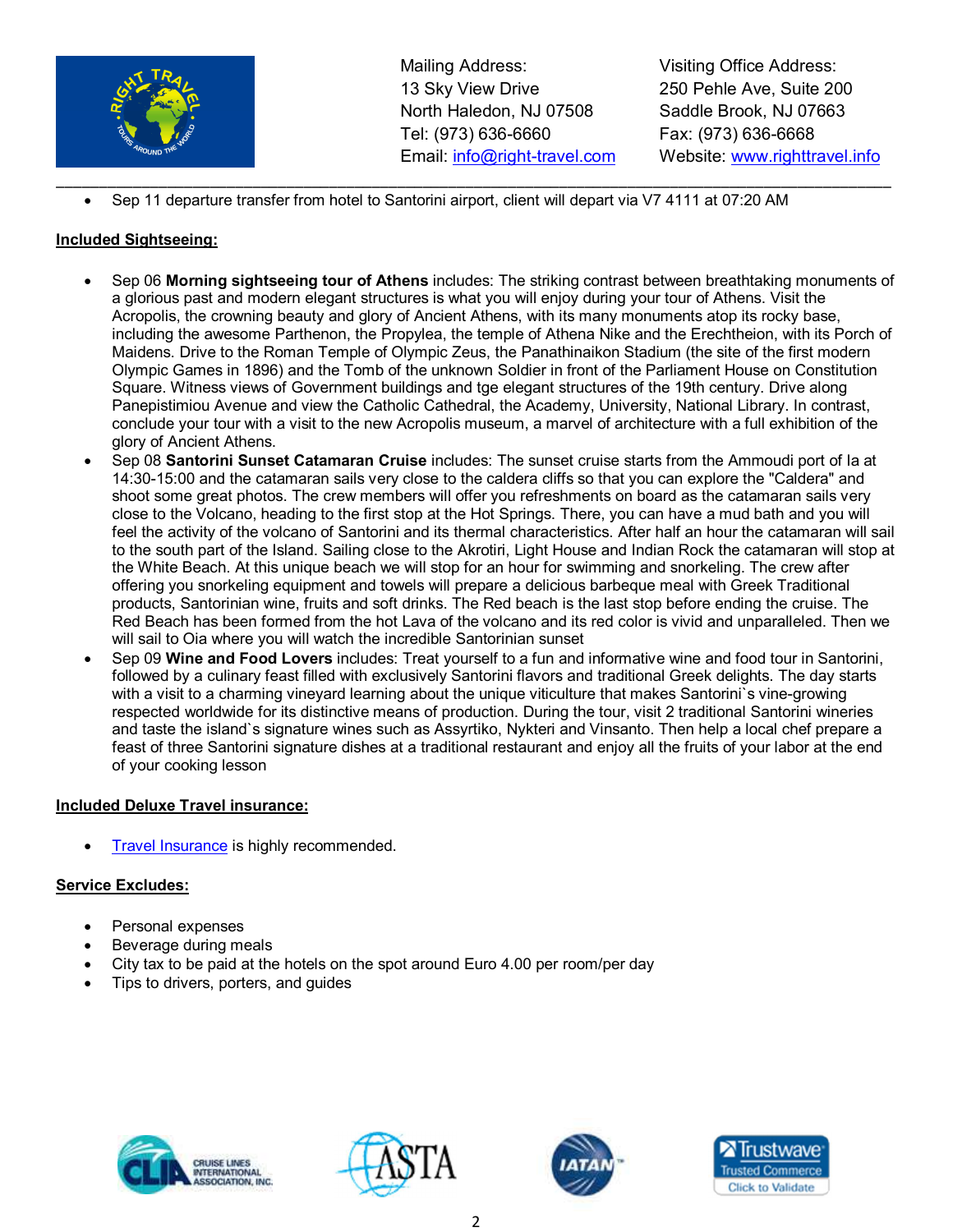- Sep 11 departure transfer from hotel to Santorini airport, client will depart via V7 4111 at 07:20 AM

**Included Sightseeing:**

- Sep 06 **Morning sightseeing tour of Athens** includes: The striking contrast between breathtaking monuments of a glorious past and modern elegant structures is what you will enjoy during your tour of Athens. Visit the Acropolis, the crowning beauty and glory of Ancient Athens, with its many monuments atop its rocky base, including the awesome Parthenon, the Propylea, the temple of Athena Nike and the Erechtheion, with its Porch of Maidens. Drive to the Roman Temple of Olympic Zeus, the Panathinaikon Stadium (the site of the first modern Olympic Games in 1896) and the Tomb of the unknown Soldier in front of the Parliament House on Constitution Square. Witness views of Government buildings and tge elegant structures of the 19th century. Drive along Panepistimiou Avenue and view the Catholic Cathedral, the Academy, University, National Library. In contrast, conclude your tour with a visit to the new Acropolis museum, a marvel of architecture with a full exhibition of the glory of Ancient Athens.
- Sep 08 **Santorini Sunset Catamaran Cruise** includes: The sunset cruise starts from the Ammoudi port of Ia at 14:30-15:00 and the catamaran sails very close to the caldera cliffs so that you can explore the "Caldera" and shoot some great photos. The crew members will offer you refreshments on board as the catamaran sails very close to the Volcano, heading to the first stop at the Hot Springs. There, you can have a mud bath and you will feel the activity of the volcano of Santorini and its thermal characteristics. After half an hour the catamaran will sail to the south part of the Island. Sailing close to the Akrotiri, Light House and Indian Rock the catamaran will stop at the White Beach. At this unique beach we will stop for an hour for swimming and snorkeling. The crew after offering you snorkeling equipment and towels will prepare a delicious barbeque meal with Greek Traditional products, Santorinian wine, fruits and soft drinks. The Red beach is the last stop before ending the cruise. The Red Beach has been formed from the hot Lava of the volcano and its red color is vivid and unparalleled. Then we will sail to Oia where you will watch the incredible Santorinian sunset
- Sep 09 **Wine and Food Lovers** includes: Treat yourself to a fun and informative wine and food tour in Santorini, followed by a culinary feast filled with exclusively Santorini flavors and traditional Greek delights. The day starts with a visit to a charming vineyard learning about the unique viticulture that makes Santorini`s vine-growing respected worldwide for its distinctive means of production. During the tour, visit 2 traditional Santorini wineries and taste the island`s signature wines such as Assyrtiko, Nykteri and Vinsanto. Then help a local chef prepare a feast of three Santorini signature dishes at a traditional restaurant and enjoy all the fruits of your labor at the end of your cooking lesson

**Included Deluxe Travel insurance:**

- Travel Insurance is highly recommended.

**Service Excludes:**

- Personal expenses
- Beverage during meals
- City tax to be paid at the hotels on the spot around Euro 4.00 per room/per day
- Tips to drivers, porters, and guides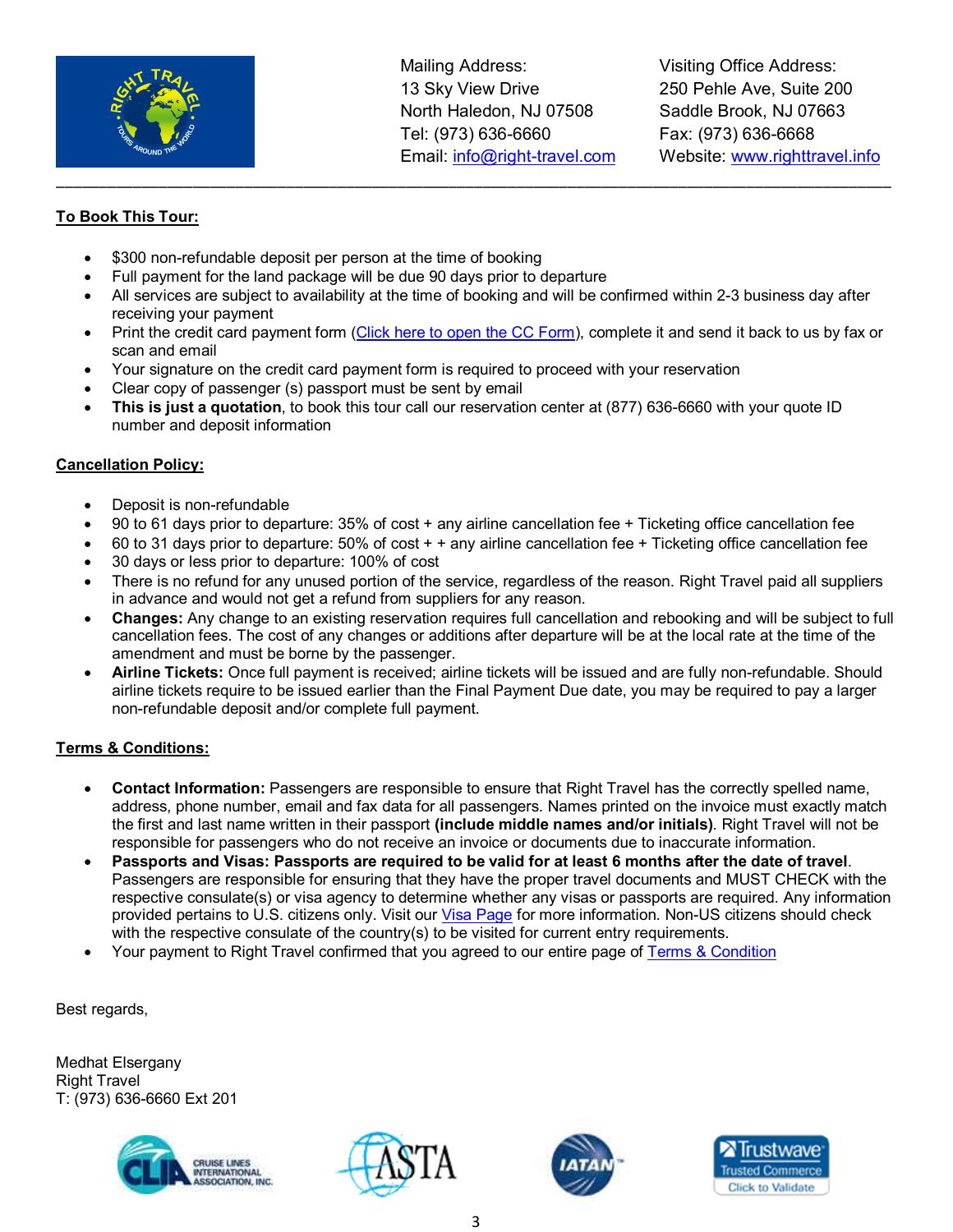Mailing Address:
13 Sky View Drive
North Haledon, NJ 07508
Tel: (973) 636-6660
Email: info@right-travel.com

Visiting Office Address:
250 Pehle Ave, Suite 200
Saddle Brook, NJ 07663
Fax: (973) 636-6668
Website: www.righttravel.info

---

**To Book This Tour:**

- $300 non-refundable deposit per person at the time of booking
- Full payment for the land package will be due 90 days prior to departure
- All services are subject to availability at the time of booking and will be confirmed within 2-3 business day after receiving your payment
- Print the credit card payment form (Click here to open the CC Form), complete it and send it back to us by fax or scan and email
- Your signature on the credit card payment form is required to proceed with your reservation
- Clear copy of passenger (s) passport must be sent by email
- **This is just a quotation**, to book this tour call our reservation center at (877) 636-6660 with your quote ID number and deposit information

**Cancellation Policy:**

- Deposit is non-refundable
- 90 to 61 days prior to departure: 35% of cost + any airline cancellation fee + Ticketing office cancellation fee
- 60 to 31 days prior to departure: 50% of cost + + any airline cancellation fee + Ticketing office cancellation fee
- 30 days or less prior to departure: 100% of cost
- There is no refund for any unused portion of the service, regardless of the reason. Right Travel paid all suppliers in advance and would not get a refund from suppliers for any reason.
- **Changes:** Any change to an existing reservation requires full cancellation and rebooking and will be subject to full cancellation fees. The cost of any changes or additions after departure will be at the local rate at the time of the amendment and must be borne by the passenger.
- **Airline Tickets:** Once full payment is received; airline tickets will be issued and are fully non-refundable. Should airline tickets require to be issued earlier than the Final Payment Due date, you may be required to pay a larger non-refundable deposit and/or complete full payment.

**Terms & Conditions:**

- **Contact Information:** Passengers are responsible to ensure that Right Travel has the correctly spelled name, address, phone number, email and fax data for all passengers. Names printed on the invoice must exactly match the first and last name written in their passport **(include middle names and/or initials)**. Right Travel will not be responsible for passengers who do not receive an invoice or documents due to inaccurate information.
- **Passports and Visas: Passports are required to be valid for at least 6 months after the date of travel**. Passengers are responsible for ensuring that they have the proper travel documents and MUST CHECK with the respective consulate(s) or visa agency to determine whether any visas or passports are required. Any information provided pertains to U.S. citizens only. Visit our Visa Page for more information. Non-US citizens should check with the respective consulate of the country(s) to be visited for current entry requirements.
- Your payment to Right Travel confirmed that you agreed to our entire page of Terms & Condition

Best regards,

Medhat Elsergany
Right Travel
T: (973) 636-6660 Ext 201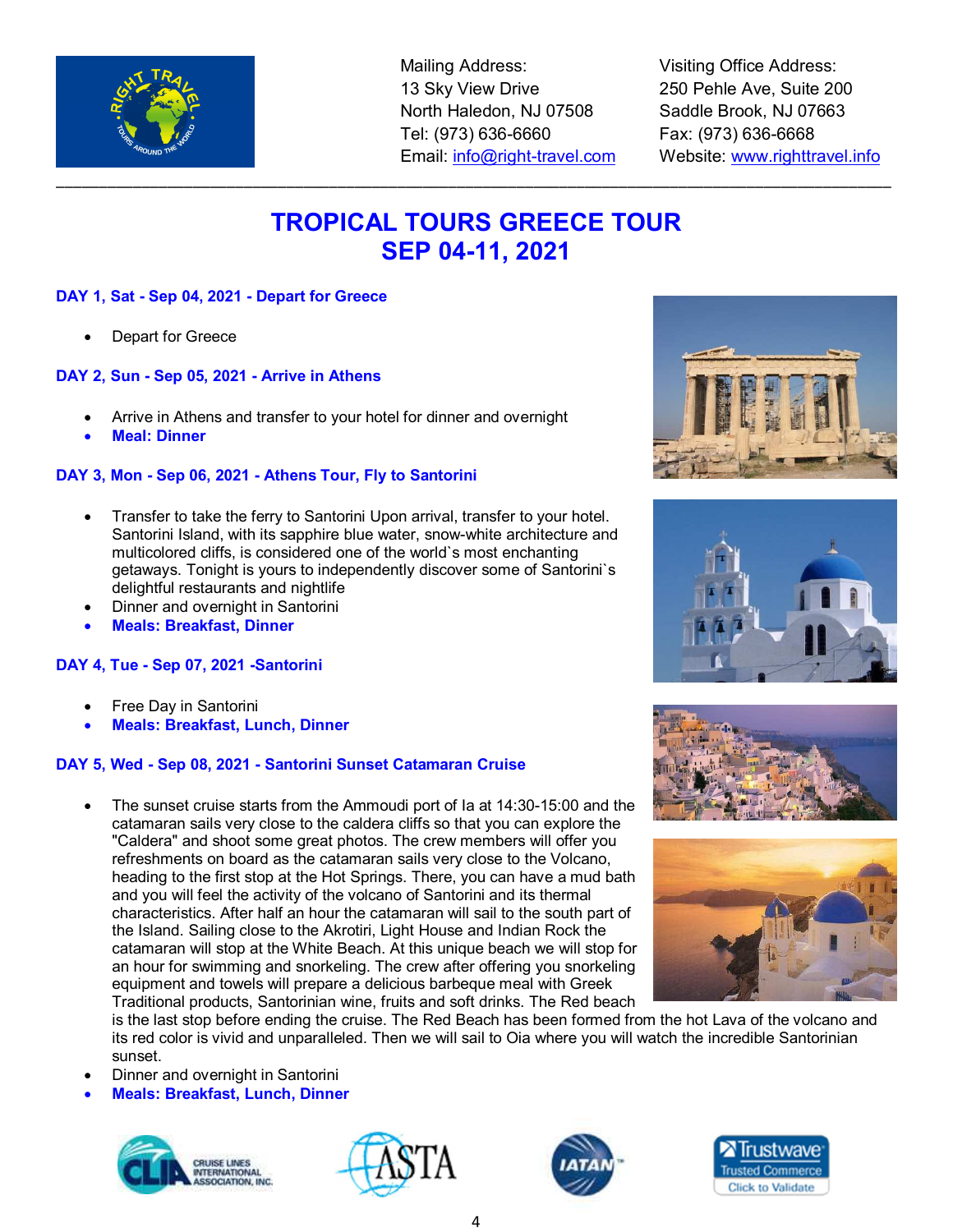Mailing Address:
13 Sky View Drive
North Haledon, NJ 07508
Tel: (973) 636-6660
Email: info@right-travel.com

Visiting Office Address:
250 Pehle Ave, Suite 200
Saddle Brook, NJ 07663
Fax: (973) 636-6668
Website: www.righttravel.info

# TROPICAL TOURS GREECE TOUR
# SEP 04-11, 2021

### DAY 1, Sat - Sep 04, 2021 - Depart for Greece

- Depart for Greece

### DAY 2, Sun - Sep 05, 2021 - Arrive in Athens

- Arrive in Athens and transfer to your hotel for dinner and overnight
- **Meal: Dinner**

### DAY 3, Mon - Sep 06, 2021 - Athens Tour, Fly to Santorini

- Transfer to take the ferry to Santorini Upon arrival, transfer to your hotel. Santorini Island, with its sapphire blue water, snow-white architecture and multicolored cliffs, is considered one of the world`s most enchanting getaways. Tonight is yours to independently discover some of Santorini`s delightful restaurants and nightlife
- Dinner and overnight in Santorini
- **Meals: Breakfast, Dinner**

### DAY 4, Tue - Sep 07, 2021 -Santorini

- Free Day in Santorini
- **Meals: Breakfast, Lunch, Dinner**

### DAY 5, Wed - Sep 08, 2021 - Santorini Sunset Catamaran Cruise

- The sunset cruise starts from the Ammoudi port of Ia at 14:30-15:00 and the catamaran sails very close to the caldera cliffs so that you can explore the "Caldera" and shoot some great photos. The crew members will offer you refreshments on board as the catamaran sails very close to the Volcano, heading to the first stop at the Hot Springs. There, you can have a mud bath and you will feel the activity of the volcano of Santorini and its thermal characteristics. After half an hour the catamaran will sail to the south part of the Island. Sailing close to the Akrotiri, Light House and Indian Rock the catamaran will stop at the White Beach. At this unique beach we will stop for an hour for swimming and snorkeling. The crew after offering you snorkeling equipment and towels will prepare a delicious barbeque meal with Greek Traditional products, Santorinian wine, fruits and soft drinks. The Red beach is the last stop before ending the cruise. The Red Beach has been formed from the hot Lava of the volcano and its red color is vivid and unparalleled. Then we will sail to Oia where you will watch the incredible Santorinian sunset.
- Dinner and overnight in Santorini
- **Meals: Breakfast, Lunch, Dinner**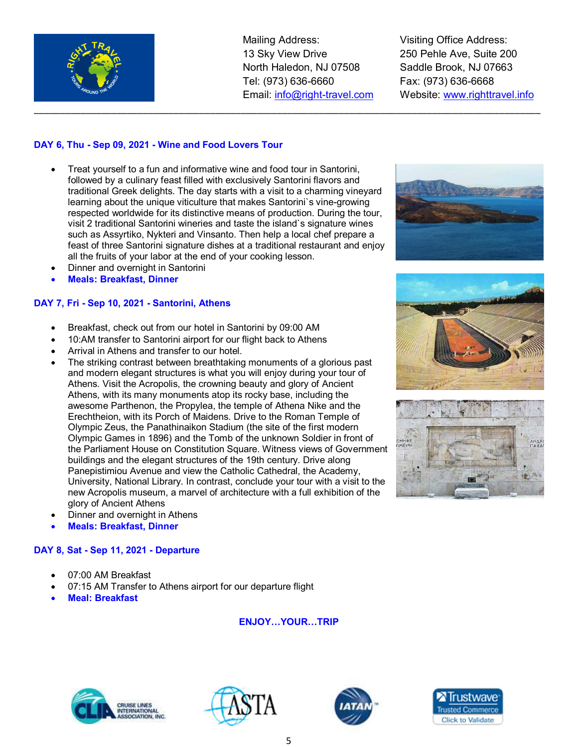Mailing Address:
13 Sky View Drive
North Haledon, NJ 07508
Tel: (973) 636-6660
Email: info@right-travel.com

Visiting Office Address:
250 Pehle Ave, Suite 200
Saddle Brook, NJ 07663
Fax: (973) 636-6668
Website: www.righttravel.info

### DAY 6, Thu - Sep 09, 2021 - Wine and Food Lovers Tour

- Treat yourself to a fun and informative wine and food tour in Santorini, followed by a culinary feast filled with exclusively Santorini flavors and traditional Greek delights. The day starts with a visit to a charming vineyard learning about the unique viticulture that makes Santorini`s vine-growing respected worldwide for its distinctive means of production. During the tour, visit 2 traditional Santorini wineries and taste the island`s signature wines such as Assyrtiko, Nykteri and Vinsanto. Then help a local chef prepare a feast of three Santorini signature dishes at a traditional restaurant and enjoy all the fruits of your labor at the end of your cooking lesson.
- Dinner and overnight in Santorini
- **Meals: Breakfast, Dinner**

### DAY 7, Fri - Sep 10, 2021 - Santorini, Athens

- Breakfast, check out from our hotel in Santorini by 09:00 AM
- 10:AM transfer to Santorini airport for our flight back to Athens
- Arrival in Athens and transfer to our hotel.
- The striking contrast between breathtaking monuments of a glorious past and modern elegant structures is what you will enjoy during your tour of Athens. Visit the Acropolis, the crowning beauty and glory of Ancient Athens, with its many monuments atop its rocky base, including the awesome Parthenon, the Propylea, the temple of Athena Nike and the Erechtheion, with its Porch of Maidens. Drive to the Roman Temple of Olympic Zeus, the Panathinaikon Stadium (the site of the first modern Olympic Games in 1896) and the Tomb of the unknown Soldier in front of the Parliament House on Constitution Square. Witness views of Government buildings and the elegant structures of the 19th century. Drive along Panepistimiou Avenue and view the Catholic Cathedral, the Academy, University, National Library. In contrast, conclude your tour with a visit to the new Acropolis museum, a marvel of architecture with a full exhibition of the glory of Ancient Athens
- Dinner and overnight in Athens
- **Meals: Breakfast, Dinner**

### DAY 8, Sat - Sep 11, 2021 - Departure

- 07:00 AM Breakfast
- 07:15 AM Transfer to Athens airport for our departure flight
- **Meal: Breakfast**

**ENJOY…YOUR…TRIP**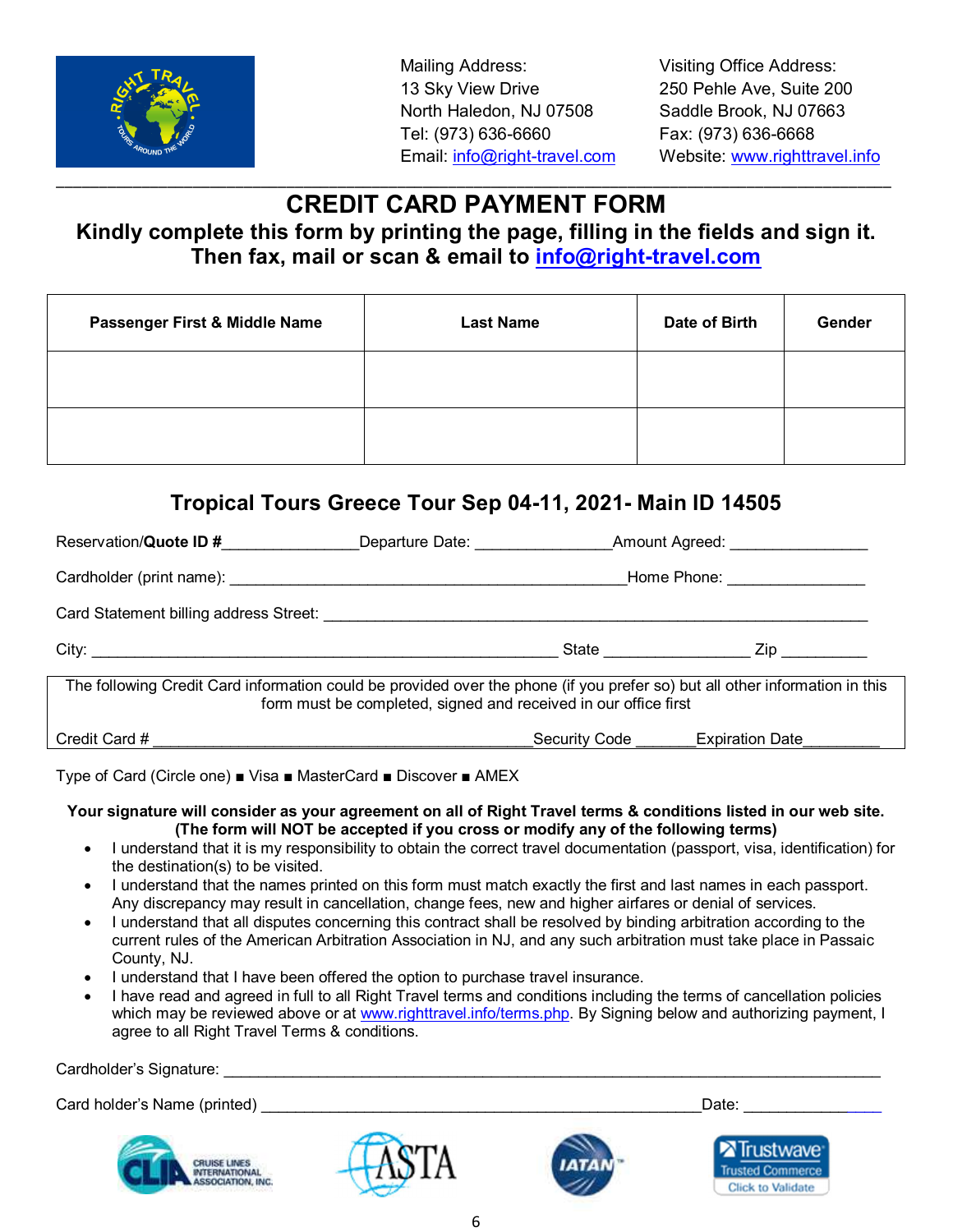Mailing Address:
13 Sky View Drive
North Haledon, NJ 07508
Tel: (973) 636-6660
Email: info@right-travel.com

Visiting Office Address:
250 Pehle Ave, Suite 200
Saddle Brook, NJ 07663
Fax: (973) 636-6668
Website: www.righttravel.info

# CREDIT CARD PAYMENT FORM

## Kindly complete this form by printing the page, filling in the fields and sign it. Then fax, mail or scan & email to info@right-travel.com

| Passenger First & Middle Name | Last Name | Date of Birth | Gender |
|---|---|---|---|
| | | | |
| | | | |

## Tropical Tours Greece Tour Sep 04-11, 2021- Main ID 14505

Reservation/**Quote ID #**_______________Departure Date: _______________Amount Agreed: _______________

Cardholder (print name): ______________________________________________Home Phone: _______________

Card Statement billing address Street: ______________________________________________________________

City: ______________________________________________________ State ________________ Zip __________

The following Credit Card information could be provided over the phone (if you prefer so) but all other information in this form must be completed, signed and received in our office first

Credit Card # ____________________________________________Security Code _______Expiration Date_________

Type of Card (Circle one) ■ Visa ■ MasterCard ■ Discover ■ AMEX

**Your signature will consider as your agreement on all of Right Travel terms & conditions listed in our web site. (The form will NOT be accepted if you cross or modify any of the following terms)**

- I understand that it is my responsibility to obtain the correct travel documentation (passport, visa, identification) for the destination(s) to be visited.
- I understand that the names printed on this form must match exactly the first and last names in each passport. Any discrepancy may result in cancellation, change fees, new and higher airfares or denial of services.
- I understand that all disputes concerning this contract shall be resolved by binding arbitration according to the current rules of the American Arbitration Association in NJ, and any such arbitration must take place in Passaic County, NJ.
- I understand that I have been offered the option to purchase travel insurance.
- I have read and agreed in full to all Right Travel terms and conditions including the terms of cancellation policies which may be reviewed above or at www.righttravel.info/terms.php. By Signing below and authorizing payment, I agree to all Right Travel Terms & conditions.

Cardholder's Signature: ___________________________________________________________________________

Card holder's Name (printed) ___________________________________________________Date: ________________

CRUISE LINES INTERNATIONAL ASSOCIATION, INC.

ASTA

IATAN

Trustwave Trusted Commerce Click to Validate